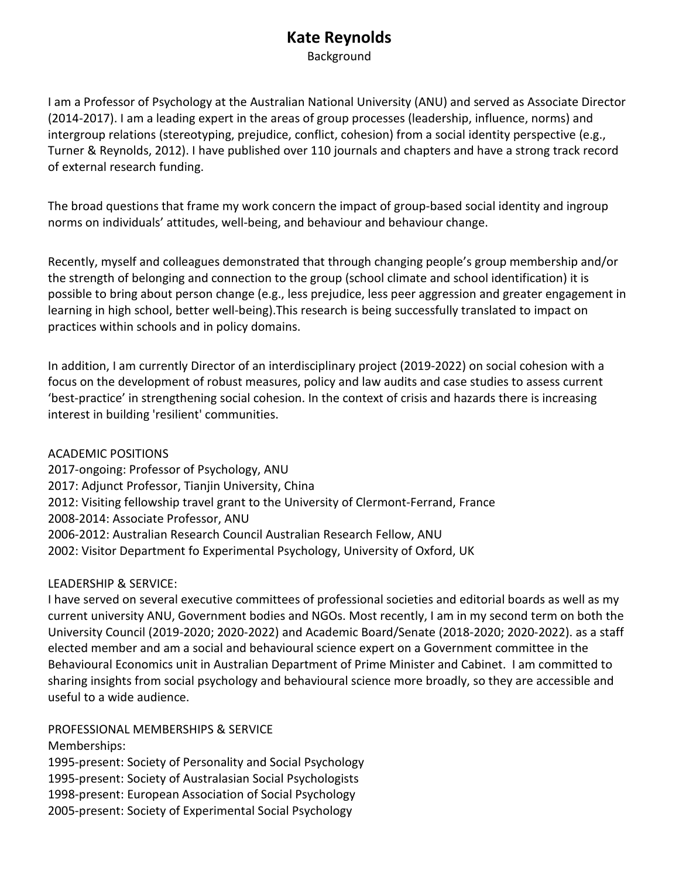# Kate Reynolds

Background

I am a Professor of Psychology at the Australian National University (ANU) and served as Associate Director (2014-2017). I am a leading expert in the areas of group processes (leadership, influence, norms) and intergroup relations (stereotyping, prejudice, conflict, cohesion) from a social identity perspective (e.g., Turner & Reynolds, 2012). I have published over 110 journals and chapters and have a strong track record of external research funding.

The broad questions that frame my work concern the impact of group-based social identity and ingroup norms on individuals' attitudes, well-being, and behaviour and behaviour change.

Recently, myself and colleagues demonstrated that through changing people's group membership and/or the strength of belonging and connection to the group (school climate and school identification) it is possible to bring about person change (e.g., less prejudice, less peer aggression and greater engagement in learning in high school, better well-being).This research is being successfully translated to impact on practices within schools and in policy domains.

In addition, I am currently Director of an interdisciplinary project (2019-2022) on social cohesion with a focus on the development of robust measures, policy and law audits and case studies to assess current 'best-practice' in strengthening social cohesion. In the context of crisis and hazards there is increasing interest in building 'resilient' communities.

ACADEMIC POSITIONS

2017-ongoing: Professor of Psychology, ANU
2017: Adjunct Professor, Tianjin University, China
2012: Visiting fellowship travel grant to the University of Clermont-Ferrand, France
2008-2014: Associate Professor, ANU
2006-2012: Australian Research Council Australian Research Fellow, ANU
2002: Visitor Department fo Experimental Psychology, University of Oxford, UK

LEADERSHIP & SERVICE:

I have served on several executive committees of professional societies and editorial boards as well as my current university ANU, Government bodies and NGOs. Most recently, I am in my second term on both the University Council (2019-2020; 2020-2022) and Academic Board/Senate (2018-2020; 2020-2022). as a staff elected member and am a social and behavioural science expert on a Government committee in the Behavioural Economics unit in Australian Department of Prime Minister and Cabinet. I am committed to sharing insights from social psychology and behavioural science more broadly, so they are accessible and useful to a wide audience.

PROFESSIONAL MEMBERSHIPS & SERVICE

Memberships:

1995-present: Society of Personality and Social Psychology
1995-present: Society of Australasian Social Psychologists
1998-present: European Association of Social Psychology
2005-present: Society of Experimental Social Psychology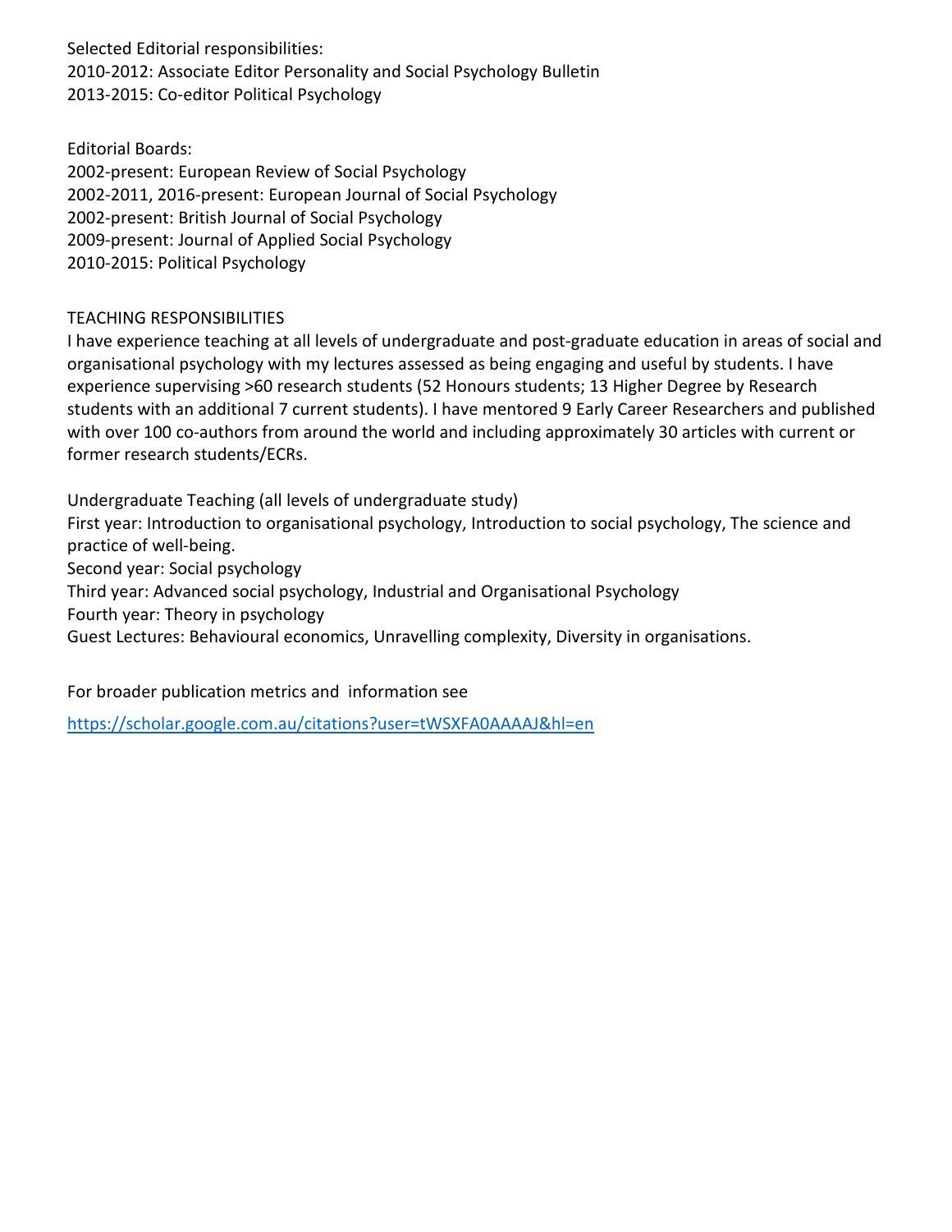Selected Editorial responsibilities:
2010-2012: Associate Editor Personality and Social Psychology Bulletin
2013-2015: Co-editor Political Psychology

Editorial Boards:
2002-present: European Review of Social Psychology
2002-2011, 2016-present: European Journal of Social Psychology
2002-present: British Journal of Social Psychology
2009-present: Journal of Applied Social Psychology
2010-2015: Political Psychology

## TEACHING RESPONSIBILITIES

I have experience teaching at all levels of undergraduate and post-graduate education in areas of social and organisational psychology with my lectures assessed as being engaging and useful by students. I have experience supervising >60 research students (52 Honours students; 13 Higher Degree by Research students with an additional 7 current students). I have mentored 9 Early Career Researchers and published with over 100 co-authors from around the world and including approximately 30 articles with current or former research students/ECRs.

Undergraduate Teaching (all levels of undergraduate study)
First year: Introduction to organisational psychology, Introduction to social psychology, The science and practice of well-being.
Second year: Social psychology
Third year: Advanced social psychology, Industrial and Organisational Psychology
Fourth year: Theory in psychology
Guest Lectures: Behavioural economics, Unravelling complexity, Diversity in organisations.

For broader publication metrics and information see

https://scholar.google.com.au/citations?user=tWSXFA0AAAAJ&hl=en